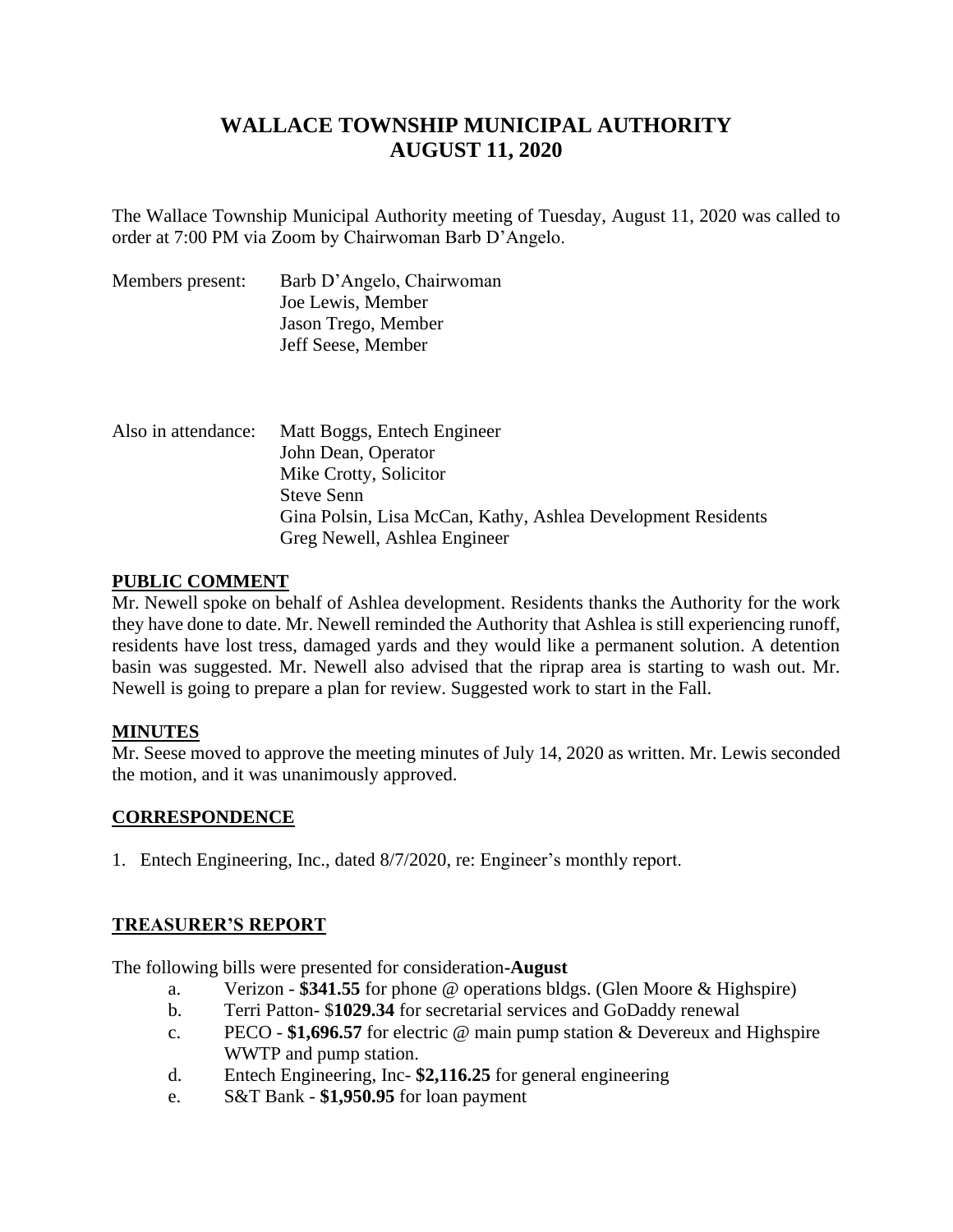# WALLACE TOWNSHIP MUNICIPAL AUTHORITY
# AUGUST 11, 2020

The Wallace Township Municipal Authority meeting of Tuesday, August 11, 2020 was called to order at 7:00 PM via Zoom by Chairwoman Barb D'Angelo.

Members present: Barb D'Angelo, Chairwoman
Joe Lewis, Member
Jason Trego, Member
Jeff Seese, Member

Also in attendance: Matt Boggs, Entech Engineer
John Dean, Operator
Mike Crotty, Solicitor
Steve Senn
Gina Polsin, Lisa McCan, Kathy, Ashlea Development Residents
Greg Newell, Ashlea Engineer

## PUBLIC COMMENT

Mr. Newell spoke on behalf of Ashlea development. Residents thanks the Authority for the work they have done to date. Mr. Newell reminded the Authority that Ashlea is still experiencing runoff, residents have lost tress, damaged yards and they would like a permanent solution. A detention basin was suggested. Mr. Newell also advised that the riprap area is starting to wash out. Mr. Newell is going to prepare a plan for review. Suggested work to start in the Fall.

## MINUTES

Mr. Seese moved to approve the meeting minutes of July 14, 2020 as written. Mr. Lewis seconded the motion, and it was unanimously approved.

## CORRESPONDENCE

1. Entech Engineering, Inc., dated 8/7/2020, re: Engineer's monthly report.

## TREASURER'S REPORT

The following bills were presented for consideration-**August**

a. Verizon - **$341.55** for phone @ operations bldgs. (Glen Moore & Highspire)
b. Terri Patton- $**1029.34** for secretarial services and GoDaddy renewal
c. PECO - **$1,696.57** for electric @ main pump station & Devereux and Highspire WWTP and pump station.
d. Entech Engineering, Inc- **$2,116.25** for general engineering
e. S&T Bank - **$1,950.95** for loan payment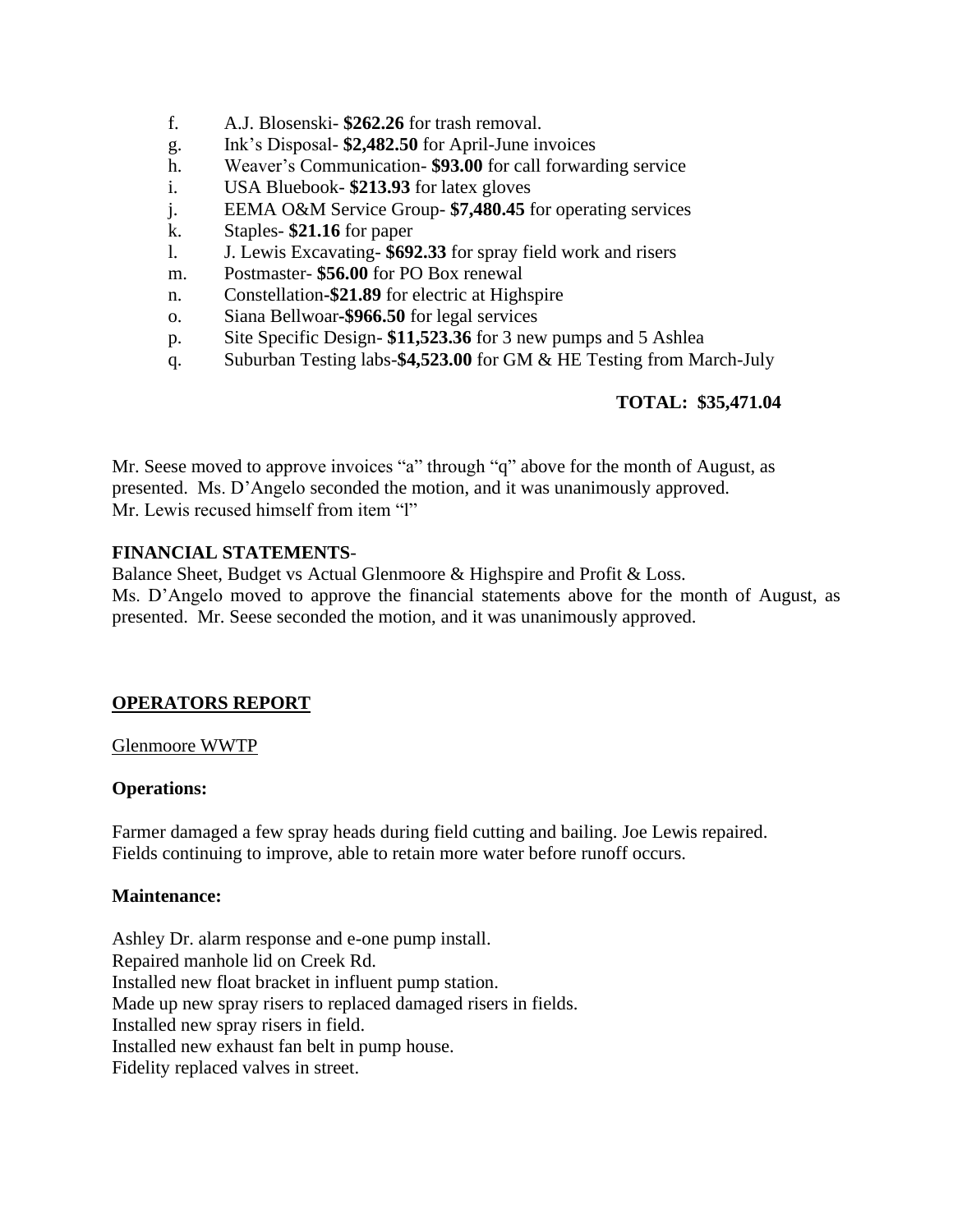f. A.J. Blosenski- **$262.26** for trash removal.
g. Ink's Disposal- **$2,482.50** for April-June invoices
h. Weaver's Communication- **$93.00** for call forwarding service
i. USA Bluebook- **$213.93** for latex gloves
j. EEMA O&M Service Group- **$7,480.45** for operating services
k. Staples- **$21.16** for paper
l. J. Lewis Excavating- **$692.33** for spray field work and risers
m. Postmaster- **$56.00** for PO Box renewal
n. Constellation-**$21.89** for electric at Highspire
o. Siana Bellwoar-**$966.50** for legal services
p. Site Specific Design- **$11,523.36** for 3 new pumps and 5 Ashlea
q. Suburban Testing labs-**$4,523.00** for GM & HE Testing from March-July

**TOTAL: $35,471.04**

Mr. Seese moved to approve invoices "a" through "q" above for the month of August, as presented. Ms. D'Angelo seconded the motion, and it was unanimously approved. Mr. Lewis recused himself from item "l"

**FINANCIAL STATEMENTS**-

Balance Sheet, Budget vs Actual Glenmoore & Highspire and Profit & Loss.
Ms. D'Angelo moved to approve the financial statements above for the month of August, as presented. Mr. Seese seconded the motion, and it was unanimously approved.

## OPERATORS REPORT

Glenmoore WWTP

**Operations:**

Farmer damaged a few spray heads during field cutting and bailing. Joe Lewis repaired.
Fields continuing to improve, able to retain more water before runoff occurs.

**Maintenance:**

Ashley Dr. alarm response and e-one pump install.
Repaired manhole lid on Creek Rd.
Installed new float bracket in influent pump station.
Made up new spray risers to replaced damaged risers in fields.
Installed new spray risers in field.
Installed new exhaust fan belt in pump house.
Fidelity replaced valves in street.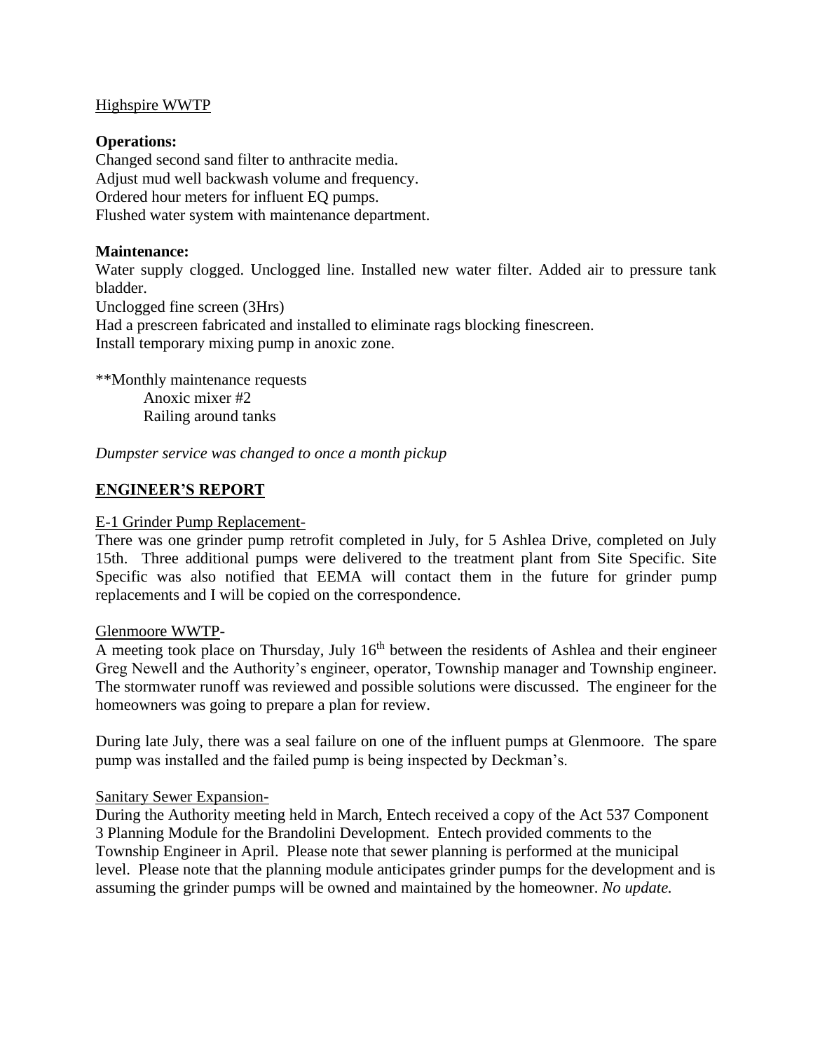Highspire WWTP

**Operations:**

Changed second sand filter to anthracite media.
Adjust mud well backwash volume and frequency.
Ordered hour meters for influent EQ pumps.
Flushed water system with maintenance department.

**Maintenance:**

Water supply clogged. Unclogged line. Installed new water filter. Added air to pressure tank bladder.
Unclogged fine screen (3Hrs)
Had a prescreen fabricated and installed to eliminate rags blocking finescreen.
Install temporary mixing pump in anoxic zone.

**Monthly maintenance requests
  Anoxic mixer #2
  Railing around tanks

*Dumpster service was changed to once a month pickup*

## ENGINEER'S REPORT

E-1 Grinder Pump Replacement-

There was one grinder pump retrofit completed in July, for 5 Ashlea Drive, completed on July 15th. Three additional pumps were delivered to the treatment plant from Site Specific. Site Specific was also notified that EEMA will contact them in the future for grinder pump replacements and I will be copied on the correspondence.

Glenmoore WWTP-

A meeting took place on Thursday, July 16th between the residents of Ashlea and their engineer Greg Newell and the Authority's engineer, operator, Township manager and Township engineer. The stormwater runoff was reviewed and possible solutions were discussed. The engineer for the homeowners was going to prepare a plan for review.

During late July, there was a seal failure on one of the influent pumps at Glenmoore. The spare pump was installed and the failed pump is being inspected by Deckman's.

Sanitary Sewer Expansion-

During the Authority meeting held in March, Entech received a copy of the Act 537 Component 3 Planning Module for the Brandolini Development. Entech provided comments to the Township Engineer in April. Please note that sewer planning is performed at the municipal level. Please note that the planning module anticipates grinder pumps for the development and is assuming the grinder pumps will be owned and maintained by the homeowner. *No update.*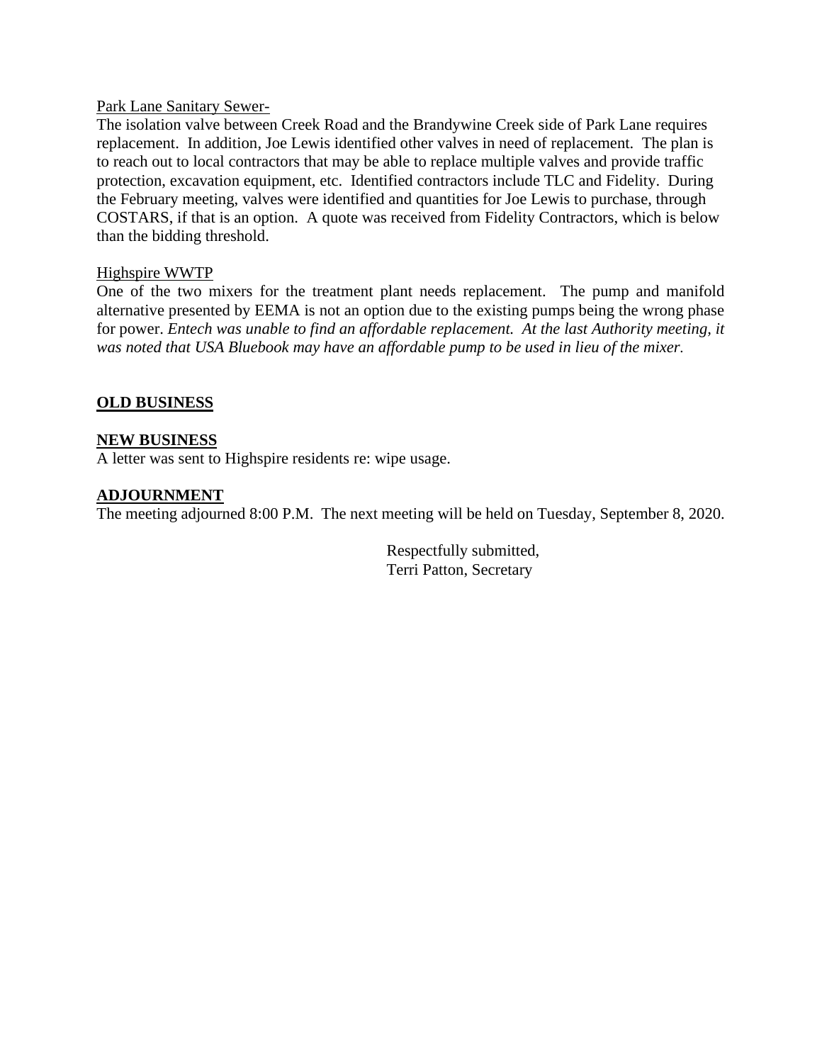Park Lane Sanitary Sewer-

The isolation valve between Creek Road and the Brandywine Creek side of Park Lane requires replacement. In addition, Joe Lewis identified other valves in need of replacement. The plan is to reach out to local contractors that may be able to replace multiple valves and provide traffic protection, excavation equipment, etc. Identified contractors include TLC and Fidelity. During the February meeting, valves were identified and quantities for Joe Lewis to purchase, through COSTARS, if that is an option. A quote was received from Fidelity Contractors, which is below than the bidding threshold.

Highspire WWTP

One of the two mixers for the treatment plant needs replacement. The pump and manifold alternative presented by EEMA is not an option due to the existing pumps being the wrong phase for power. *Entech was unable to find an affordable replacement. At the last Authority meeting, it was noted that USA Bluebook may have an affordable pump to be used in lieu of the mixer.*

**OLD BUSINESS**

**NEW BUSINESS**

A letter was sent to Highspire residents re: wipe usage.

**ADJOURNMENT**

The meeting adjourned 8:00 P.M. The next meeting will be held on Tuesday, September 8, 2020.

Respectfully submitted,
Terri Patton, Secretary